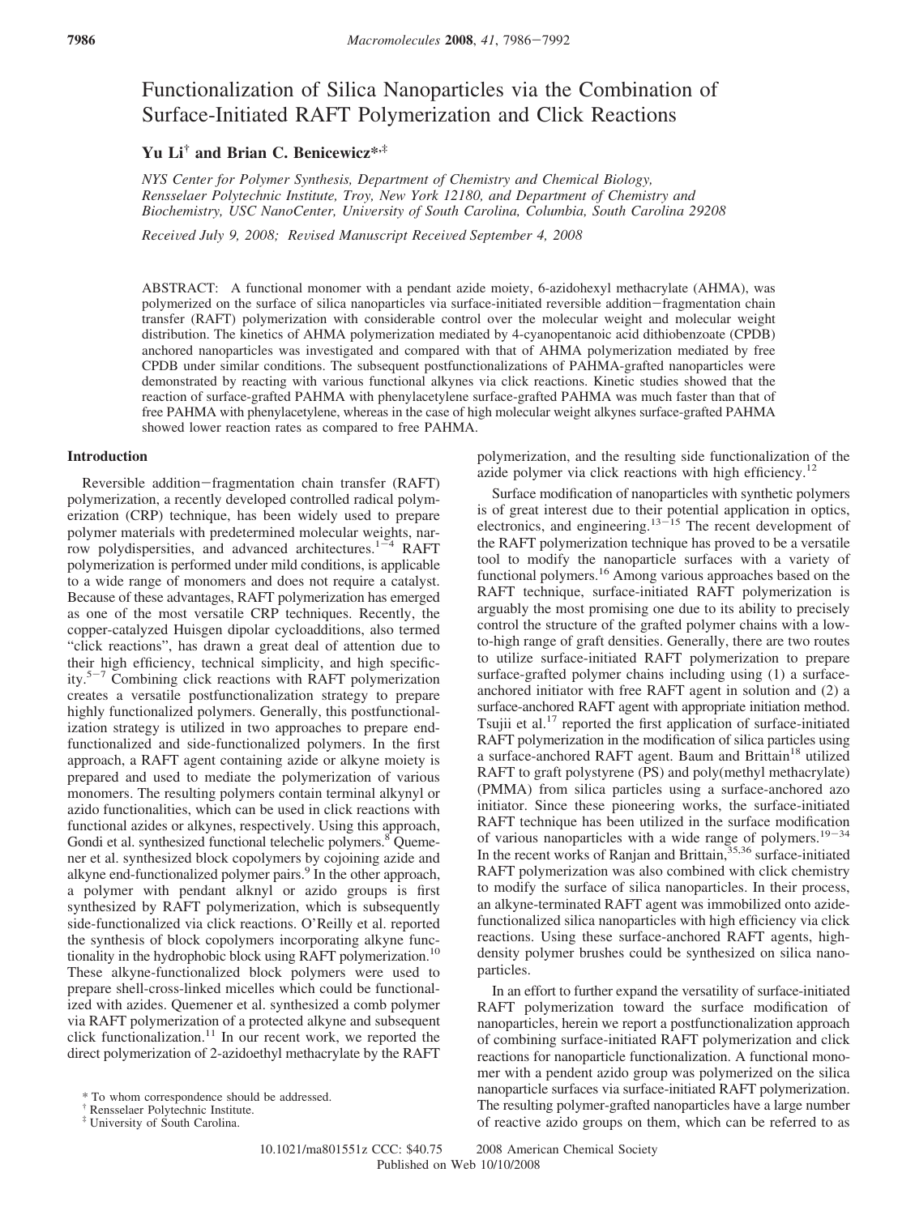# Functionalization of Silica Nanoparticles via the Combination of Surface-Initiated RAFT Polymerization and Click Reactions

**Yu Li[†] and Brian C. Benicewicz*[,‡]**

*NYS Center for Polymer Synthesis, Department of Chemistry and Chemical Biology, Rensselaer Polytechnic Institute, Troy, New York 12180, and Department of Chemistry and Biochemistry, USC NanoCenter, University of South Carolina, Columbia, South Carolina 29208*

*Received July 9, 2008; Revised Manuscript Received September 4, 2008*

ABSTRACT: A functional monomer with a pendant azide moiety, 6-azidohexyl methacrylate (AHMA), was polymerized on the surface of silica nanoparticles via surface-initiated reversible addition−fragmentation chain transfer (RAFT) polymerization with considerable control over the molecular weight and molecular weight distribution. The kinetics of AHMA polymerization mediated by 4-cyanopentanoic acid dithiobenzoate (CPDB) anchored nanoparticles was investigated and compared with that of AHMA polymerization mediated by free CPDB under similar conditions. The subsequent postfunctionalizations of PAHMA-grafted nanoparticles were demonstrated by reacting with various functional alkynes via click reactions. Kinetic studies showed that the reaction of surface-grafted PAHMA with phenylacetylene surface-grafted PAHMA was much faster than that of free PAHMA with phenylacetylene, whereas in the case of high molecular weight alkynes surface-grafted PAHMA showed lower reaction rates as compared to free PAHMA.

## Introduction

Reversible addition−fragmentation chain transfer (RAFT) polymerization, a recently developed controlled radical polymerization (CRP) technique, has been widely used to prepare polymer materials with predetermined molecular weights, narrow polydispersities, and advanced architectures.[1−4] RAFT polymerization is performed under mild conditions, is applicable to a wide range of monomers and does not require a catalyst. Because of these advantages, RAFT polymerization has emerged as one of the most versatile CRP techniques. Recently, the copper-catalyzed Huisgen dipolar cycloadditions, also termed "click reactions", has drawn a great deal of attention due to their high efficiency, technical simplicity, and high specificity.[5−7] Combining click reactions with RAFT polymerization creates a versatile postfunctionalization strategy to prepare highly functionalized polymers. Generally, this postfunctionalization strategy is utilized in two approaches to prepare end-functionalized and side-functionalized polymers. In the first approach, a RAFT agent containing azide or alkyne moiety is prepared and used to mediate the polymerization of various monomers. The resulting polymers contain terminal alkynyl or azido functionalities, which can be used in click reactions with functional azides or alkynes, respectively. Using this approach, Gondi et al. synthesized functional telechelic polymers.[8] Quemener et al. synthesized block copolymers by cojoining azide and alkyne end-functionalized polymer pairs.[9] In the other approach, a polymer with pendant alkynl or azido groups is first synthesized by RAFT polymerization, which is subsequently side-functionalized via click reactions. O'Reilly et al. reported the synthesis of block copolymers incorporating alkyne functionality in the hydrophobic block using RAFT polymerization.[10] These alkyne-functionalized block polymers were used to prepare shell-cross-linked micelles which could be functionalized with azides. Quemener et al. synthesized a comb polymer via RAFT polymerization of a protected alkyne and subsequent click functionalization.[11] In our recent work, we reported the direct polymerization of 2-azidoethyl methacrylate by the RAFT polymerization, and the resulting side functionalization of the azide polymer via click reactions with high efficiency.[12]

Surface modification of nanoparticles with synthetic polymers is of great interest due to their potential application in optics, electronics, and engineering.[13−15] The recent development of the RAFT polymerization technique has proved to be a versatile tool to modify the nanoparticle surfaces with a variety of functional polymers.[16] Among various approaches based on the RAFT technique, surface-initiated RAFT polymerization is arguably the most promising one due to its ability to precisely control the structure of the grafted polymer chains with a low-to-high range of graft densities. Generally, there are two routes to utilize surface-initiated RAFT polymerization to prepare surface-grafted polymer chains including using (1) a surface-anchored initiator with free RAFT agent in solution and (2) a surface-anchored RAFT agent with appropriate initiation method. Tsujii et al.[17] reported the first application of surface-initiated RAFT polymerization in the modification of silica particles using a surface-anchored RAFT agent. Baum and Brittain[18] utilized RAFT to graft polystyrene (PS) and poly(methyl methacrylate) (PMMA) from silica particles using a surface-anchored azo initiator. Since these pioneering works, the surface-initiated RAFT technique has been utilized in the surface modification of various nanoparticles with a wide range of polymers.[19−34] In the recent works of Ranjan and Brittain,[35,36] surface-initiated RAFT polymerization was also combined with click chemistry to modify the surface of silica nanoparticles. In their process, an alkyne-terminated RAFT agent was immobilized onto azide-functionalized silica nanoparticles with high efficiency via click reactions. Using these surface-anchored RAFT agents, high-density polymer brushes could be synthesized on silica nanoparticles.

In an effort to further expand the versatility of surface-initiated RAFT polymerization toward the surface modification of nanoparticles, herein we report a postfunctionalization approach of combining surface-initiated RAFT polymerization and click reactions for nanoparticle functionalization. A functional monomer with a pendant azido group was polymerized on the silica nanoparticle surfaces via surface-initiated RAFT polymerization. The resulting polymer-grafted nanoparticles have a large number of reactive azido groups on them, which can be referred to as

\* To whom correspondence should be addressed.
† Rensselaer Polytechnic Institute.
‡ University of South Carolina.

10.1021/ma801551z CCC: $40.75 2008 American Chemical Society
Published on Web 10/10/2008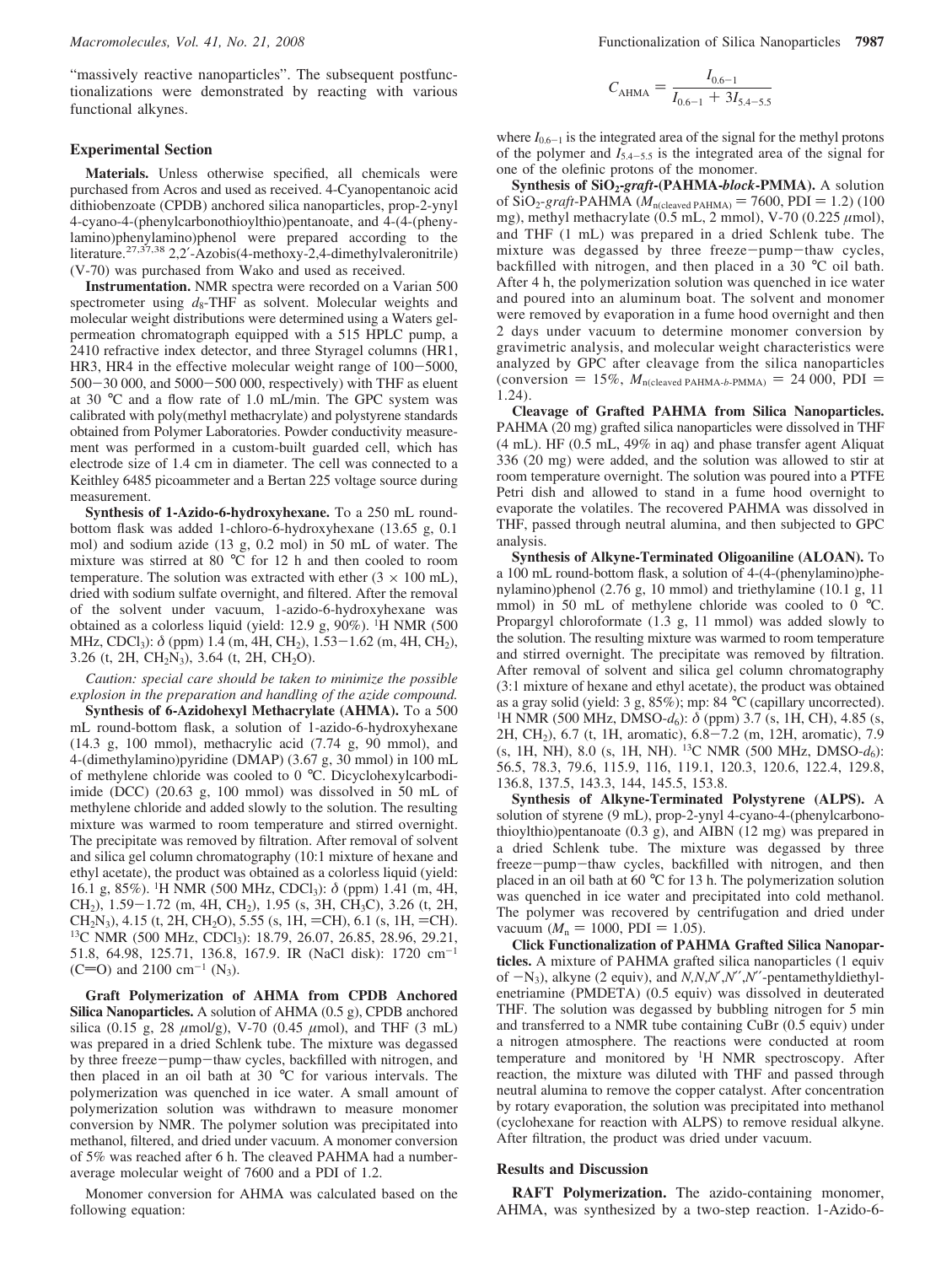"massively reactive nanoparticles". The subsequent postfunctionalizations were demonstrated by reacting with various functional alkynes.

## Experimental Section

**Materials.** Unless otherwise specified, all chemicals were purchased from Acros and used as received. 4-Cyanopentanoic acid dithiobenzoate (CPDB) anchored silica nanoparticles, prop-2-ynyl 4-cyano-4-(phenylcarbonothioylthio)pentanoate, and 4-(4-(phenylamino)phenylamino)phenol were prepared according to the literature.[27,37,38] 2,2′-Azobis(4-methoxy-2,4-dimethylvaleronitrile) (V-70) was purchased from Wako and used as received.

**Instrumentation.** NMR spectra were recorded on a Varian 500 spectrometer using $d_8$-THF as solvent. Molecular weights and molecular weight distributions were determined using a Waters gel-permeation chromatograph equipped with a 515 HPLC pump, a 2410 refractive index detector, and three Styragel columns (HR1, HR3, HR4 in the effective molecular weight range of 100−5000, 500−30 000, and 5000−500 000, respectively) with THF as eluent at 30 °C and a flow rate of 1.0 mL/min. The GPC system was calibrated with poly(methyl methacrylate) and polystyrene standards obtained from Polymer Laboratories. Powder conductivity measurement was performed in a custom-built guarded cell, which has electrode size of 1.4 cm in diameter. The cell was connected to a Keithley 6485 picoammeter and a Bertan 225 voltage source during measurement.

**Synthesis of 1-Azido-6-hydroxyhexane.** To a 250 mL round-bottom flask was added 1-chloro-6-hydroxyhexane (13.65 g, 0.1 mol) and sodium azide (13 g, 0.2 mol) in 50 mL of water. The mixture was stirred at 80 °C for 12 h and then cooled to room temperature. The solution was extracted with ether (3 × 100 mL), dried with sodium sulfate overnight, and filtered. After the removal of the solvent under vacuum, 1-azido-6-hydroxyhexane was obtained as a colorless liquid (yield: 12.9 g, 90%). $^1$H NMR (500 MHz, $CDCl_3$): δ (ppm) 1.4 (m, 4H, $CH_2$), 1.53−1.62 (m, 4H, $CH_2$), 3.26 (t, 2H, $CH_2N_3$), 3.64 (t, 2H, $CH_2O$).

*Caution: special care should be taken to minimize the possible explosion in the preparation and handling of the azide compound.*

**Synthesis of 6-Azidohexyl Methacrylate (AHMA).** To a 500 mL round-bottom flask, a solution of 1-azido-6-hydroxyhexane (14.3 g, 100 mmol), methacrylic acid (7.74 g, 90 mmol), and 4-(dimethylamino)pyridine (DMAP) (3.67 g, 30 mmol) in 100 mL of methylene chloride was cooled to 0 °C. Dicyclohexylcarbodiimide (DCC) (20.63 g, 100 mmol) was dissolved in 50 mL of methylene chloride and added slowly to the solution. The resulting mixture was warmed to room temperature and stirred overnight. The precipitate was removed by filtration. After removal of solvent and silica gel column chromatography (10:1 mixture of hexane and ethyl acetate), the product was obtained as a colorless liquid (yield: 16.1 g, 85%). $^1$H NMR (500 MHz, $CDCl_3$): δ (ppm) 1.41 (m, 4H, $CH_2$), 1.59−1.72 (m, 4H, $CH_2$), 1.95 (s, 3H, $CH_3C$), 3.26 (t, 2H, $CH_2N_3$), 4.15 (t, 2H, $CH_2O$), 5.55 (s, 1H, =CH), 6.1 (s, 1H, =CH). $^{13}$C NMR (500 MHz, $CDCl_3$): 18.79, 26.07, 26.85, 28.96, 29.21, 51.8, 64.98, 125.71, 136.8, 167.9. IR (NaCl disk): 1720 cm$^{-1}$ (C=O) and 2100 cm$^{-1}$ ($N_3$).

**Graft Polymerization of AHMA from CPDB Anchored Silica Nanoparticles.** A solution of AHMA (0.5 g), CPDB anchored silica (0.15 g, 28 μmol/g), V-70 (0.45 μmol), and THF (3 mL) was prepared in a dried Schlenk tube. The mixture was degassed by three freeze−pump−thaw cycles, backfilled with nitrogen, and then placed in an oil bath at 30 °C for various intervals. The polymerization was quenched in ice water. A small amount of polymerization solution was withdrawn to measure monomer conversion by NMR. The polymer solution was precipitated into methanol, filtered, and dried under vacuum. A monomer conversion of 5% was reached after 6 h. The cleaved PAHMA had a number-average molecular weight of 7600 and a PDI of 1.2.

Monomer conversion for AHMA was calculated based on the following equation:

$$C_{\mathrm{AHMA}} = \frac{I_{0.6-1}}{I_{0.6-1} + 3I_{5.4-5.5}}$$

where $I_{0.6-1}$ is the integrated area of the signal for the methyl protons of the polymer and $I_{5.4-5.5}$ is the integrated area of the signal for one of the olefinic protons of the monomer.

**Synthesis of $SiO_2$-*graft*-(PAHMA-*block*-PMMA).** A solution of $SiO_2$-*graft*-PAHMA ($M_{n(\text{cleaved PAHMA})}$ = 7600, PDI = 1.2) (100 mg), methyl methacrylate (0.5 mL, 2 mmol), V-70 (0.225 μmol), and THF (1 mL) was prepared in a dried Schlenk tube. The mixture was degassed by three freeze−pump−thaw cycles, backfilled with nitrogen, and then placed in a 30 °C oil bath. After 4 h, the polymerization solution was quenched in ice water and poured into an aluminum boat. The solvent and monomer were removed by evaporation in a fume hood overnight and then 2 days under vacuum to determine monomer conversion by gravimetric analysis, and molecular weight characteristics were analyzed by GPC after cleavage from the silica nanoparticles (conversion = 15%, $M_{n(\text{cleaved PAHMA-}b\text{-PMMA})}$ = 24 000, PDI = 1.24).

**Cleavage of Grafted PAHMA from Silica Nanoparticles.** PAHMA (20 mg) grafted silica nanoparticles were dissolved in THF (4 mL). HF (0.5 mL, 49% in aq) and phase transfer agent Aliquat 336 (20 mg) were added, and the solution was allowed to stir at room temperature overnight. The solution was poured into a PTFE Petri dish and allowed to stand in a fume hood overnight to evaporate the volatiles. The recovered PAHMA was dissolved in THF, passed through neutral alumina, and then subjected to GPC analysis.

**Synthesis of Alkyne-Terminated Oligoaniline (ALOAN).** To a 100 mL round-bottom flask, a solution of 4-(4-(phenylamino)phenylamino)phenol (2.76 g, 10 mmol) and triethylamine (10.1 g, 11 mmol) in 50 mL of methylene chloride was cooled to 0 °C. Propargyl chloroformate (1.3 g, 11 mmol) was added slowly to the solution. The resulting mixture was warmed to room temperature and stirred overnight. The precipitate was removed by filtration. After removal of solvent and silica gel column chromatography (3:1 mixture of hexane and ethyl acetate), the product was obtained as a gray solid (yield: 3 g, 85%); mp: 84 °C (capillary uncorrected). $^1$H NMR (500 MHz, DMSO-$d_6$): δ (ppm) 3.7 (s, 1H, CH), 4.85 (s, 2H, $CH_2$), 6.7 (t, 1H, aromatic), 6.8−7.2 (m, 12H, aromatic), 7.9 (s, 1H, NH), 8.0 (s, 1H, NH). $^{13}$C NMR (500 MHz, DMSO-$d_6$): 56.5, 78.3, 79.6, 115.9, 116, 119.1, 120.3, 120.6, 122.4, 129.8, 136.8, 137.5, 143.3, 144, 145.5, 153.8.

**Synthesis of Alkyne-Terminated Polystyrene (ALPS).** A solution of styrene (9 mL), prop-2-ynyl 4-cyano-4-(phenylcarbonothioylthio)pentanoate (0.3 g), and AIBN (12 mg) was prepared in a dried Schlenk tube. The mixture was degassed by three freeze−pump−thaw cycles, backfilled with nitrogen, and then placed in an oil bath at 60 °C for 13 h. The polymerization solution was quenched in ice water and precipitated into cold methanol. The polymer was recovered by centrifugation and dried under vacuum ($M_n$ = 1000, PDI = 1.05).

**Click Functionalization of PAHMA Grafted Silica Nanoparticles.** A mixture of PAHMA grafted silica nanoparticles (1 equiv of $-N_3$), alkyne (2 equiv), and *N,N,N′,N′′,N′′*-pentamethyldiethylenetriamine (PMDETA) (0.5 equiv) was dissolved in deuterated THF. The solution was degassed by bubbling nitrogen for 5 min and transferred to a NMR tube containing CuBr (0.5 equiv) under a nitrogen atmosphere. The reactions were conducted at room temperature and monitored by $^1$H NMR spectroscopy. After reaction, the mixture was diluted with THF and passed through neutral alumina to remove the copper catalyst. After concentration by rotary evaporation, the solution was precipitated into methanol (cyclohexane for reaction with ALPS) to remove residual alkyne. After filtration, the product was dried under vacuum.

## Results and Discussion

**RAFT Polymerization.** The azido-containing monomer, AHMA, was synthesized by a two-step reaction. 1-Azido-6-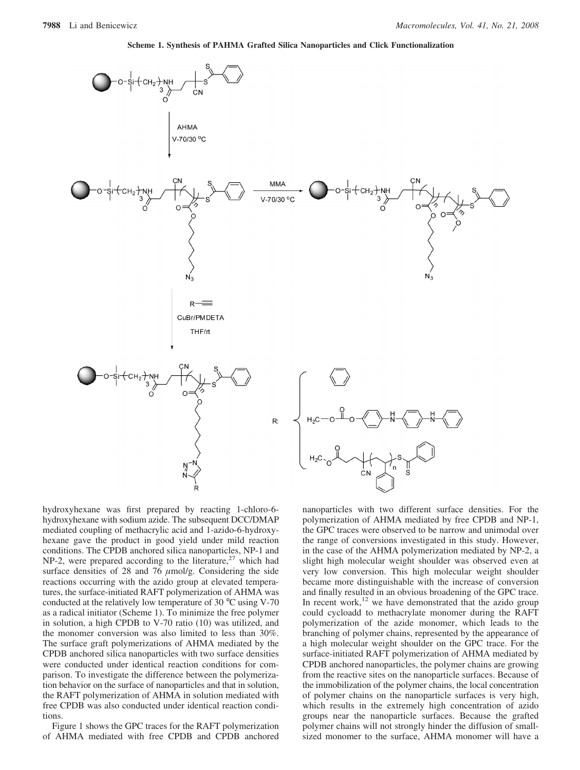**Scheme 1. Synthesis of PAHMA Grafted Silica Nanoparticles and Click Functionalization**

hydroxyhexane was first prepared by reacting 1-chloro-6-hydroxyhexane with sodium azide. The subsequent DCC/DMAP mediated coupling of methacrylic acid and 1-azido-6-hydroxyhexane gave the product in good yield under mild reaction conditions. The CPDB anchored silica nanoparticles, NP-1 and NP-2, were prepared according to the literature,[27] which had surface densities of 28 and 76 $\mu$mol/g. Considering the side reactions occurring with the azido group at elevated temperatures, the surface-initiated RAFT polymerization of AHMA was conducted at the relatively low temperature of 30 °C using V-70 as a radical initiator (Scheme 1). To minimize the free polymer in solution, a high CPDB to V-70 ratio (10) was utilized, and the monomer conversion was also limited to less than 30%. The surface graft polymerizations of AHMA mediated by the CPDB anchored silica nanoparticles with two surface densities were conducted under identical reaction conditions for comparison. To investigate the difference between the polymerization behavior on the surface of nanoparticles and that in solution, the RAFT polymerization of AHMA in solution mediated with free CPDB was also conducted under identical reaction conditions.

Figure 1 shows the GPC traces for the RAFT polymerization of AHMA mediated with free CPDB and CPDB anchored nanoparticles with two different surface densities. For the polymerization of AHMA mediated by free CPDB and NP-1, the GPC traces were observed to be narrow and unimodal over the range of conversions investigated in this study. However, in the case of the AHMA polymerization mediated by NP-2, a slight high molecular weight shoulder was observed even at very low conversion. This high molecular weight shoulder became more distinguishable with the increase of conversion and finally resulted in an obvious broadening of the GPC trace. In recent work,[12] we have demonstrated that the azido group could cycloadd to methacrylate monomer during the RAFT polymerization of the azide monomer, which leads to the branching of polymer chains, represented by the appearance of a high molecular weight shoulder on the GPC trace. For the surface-initiated RAFT polymerization of AHMA mediated by CPDB anchored nanoparticles, the polymer chains are growing from the reactive sites on the nanoparticle surfaces. Because of the immobilization of the polymer chains, the local concentration of polymer chains on the nanoparticle surfaces is very high, which results in the extremely high concentration of azido groups near the nanoparticle surfaces. Because the grafted polymer chains will not strongly hinder the diffusion of small-sized monomer to the surface, AHMA monomer will have a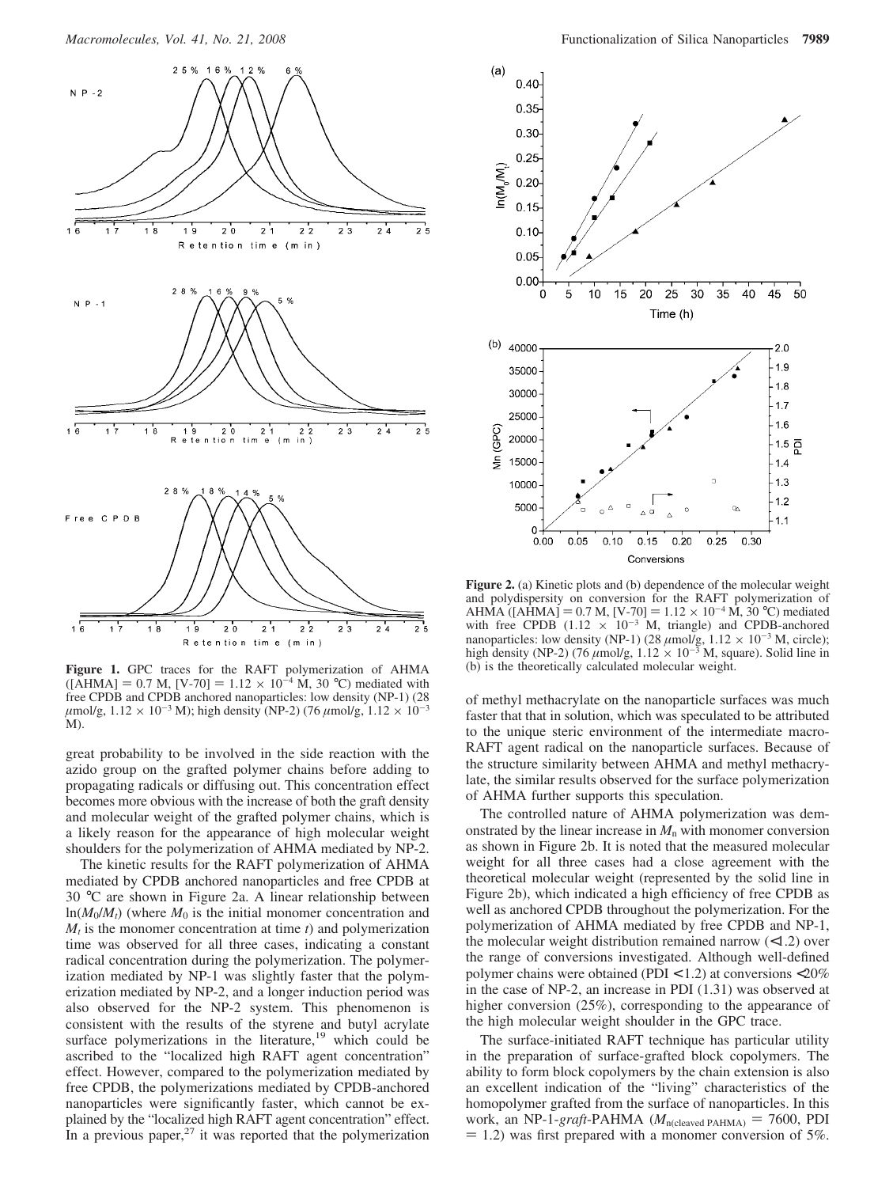**Figure 1.** GPC traces for the RAFT polymerization of AHMA ([AHMA] = 0.7 M, [V-70] = $1.12 \times 10^{-4}$ M, 30 °C) mediated with free CPDB and CPDB anchored nanoparticles: low density (NP-1) (28 μmol/g, $1.12 \times 10^{-3}$ M); high density (NP-2) (76 μmol/g, $1.12 \times 10^{-3}$ M).

**Figure 2.** (a) Kinetic plots and (b) dependence of the molecular weight and polydispersity on conversion for the RAFT polymerization of AHMA ([AHMA] = 0.7 M, [V-70] = $1.12 \times 10^{-4}$ M, 30 °C) mediated with free CPDB ($1.12 \times 10^{-3}$ M, triangle) and CPDB-anchored nanoparticles: low density (NP-1) (28 μmol/g, $1.12 \times 10^{-3}$ M, circle); high density (NP-2) (76 μmol/g, $1.12 \times 10^{-3}$ M, square). Solid line in (b) is the theoretically calculated molecular weight.

great probability to be involved in the side reaction with the azido group on the grafted polymer chains before adding to propagating radicals or diffusing out. This concentration effect becomes more obvious with the increase of both the graft density and molecular weight of the grafted polymer chains, which is a likely reason for the appearance of high molecular weight shoulders for the polymerization of AHMA mediated by NP-2.

The kinetic results for the RAFT polymerization of AHMA mediated by CPDB anchored nanoparticles and free CPDB at 30 °C are shown in Figure 2a. A linear relationship between $\ln(M_0/M_t)$ (where $M_0$ is the initial monomer concentration and $M_t$ is the monomer concentration at time $t$) and polymerization time was observed for all three cases, indicating a constant radical concentration during the polymerization. The polymerization mediated by NP-1 was slightly faster that the polymerization mediated by NP-2, and a longer induction period was also observed for the NP-2 system. This phenomenon is consistent with the results of the styrene and butyl acrylate surface polymerizations in the literature,[19] which could be ascribed to the "localized high RAFT agent concentration" effect. However, compared to the polymerization mediated by free CPDB, the polymerizations mediated by CPDB-anchored nanoparticles were significantly faster, which cannot be explained by the "localized high RAFT agent concentration" effect. In a previous paper,[27] it was reported that the polymerization of methyl methacrylate on the nanoparticle surfaces was much faster that that in solution, which was speculated to be attributed to the unique steric environment of the intermediate macro-RAFT agent radical on the nanoparticle surfaces. Because of the structure similarity between AHMA and methyl methacrylate, the similar results observed for the surface polymerization of AHMA further supports this speculation.

The controlled nature of AHMA polymerization was demonstrated by the linear increase in $M_n$ with monomer conversion as shown in Figure 2b. It is noted that the measured molecular weight for all three cases had a close agreement with the theoretical molecular weight (represented by the solid line in Figure 2b), which indicated a high efficiency of free CPDB as well as anchored CPDB throughout the polymerization. For the polymerization of AHMA mediated by free CPDB and NP-1, the molecular weight distribution remained narrow (<1.2) over the range of conversions investigated. Although well-defined polymer chains were obtained (PDI <1.2) at conversions <20% in the case of NP-2, an increase in PDI (1.31) was observed at higher conversion (25%), corresponding to the appearance of the high molecular weight shoulder in the GPC trace.

The surface-initiated RAFT technique has particular utility in the preparation of surface-grafted block copolymers. The ability to form block copolymers by the chain extension is also an excellent indication of the "living" characteristics of the homopolymer grafted from the surface of nanoparticles. In this work, an NP-1-*graft*-PAHMA ($M_{n(\text{cleaved PAHMA})}$ = 7600, PDI = 1.2) was first prepared with a monomer conversion of 5%.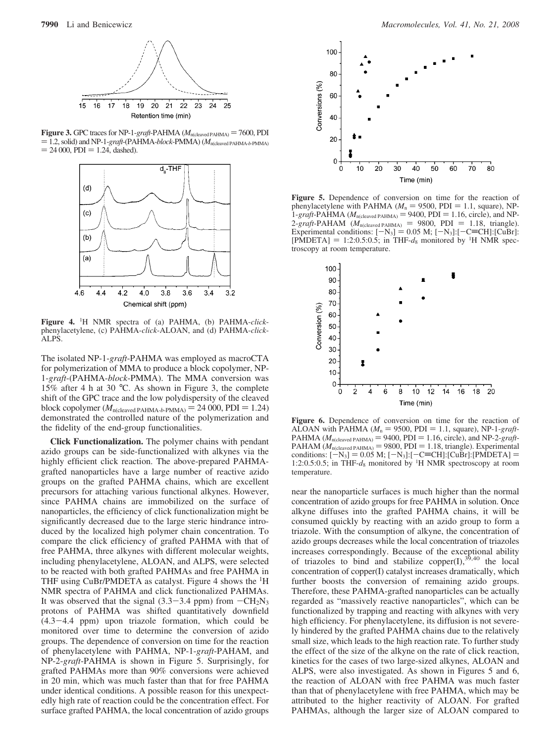**Figure 3.** GPC traces for NP-1-*graft*-PAHMA ($M_{n(\text{cleaved PAHMA})}$ = 7600, PDI = 1.2, solid) and NP-1-*graft*-(PAHMA-*block*-PMMA) ($M_{n(\text{cleaved PAHMA-}b\text{-PMMA})}$ = 24 000, PDI = 1.24, dashed).

**Figure 4.** $^1$H NMR spectra of (a) PAHMA, (b) PAHMA-*click*-phenylacetylene, (c) PAHMA-*click*-ALOAN, and (d) PAHMA-*click*-ALPS.

The isolated NP-1-*graft*-PAHMA was employed as macroCTA for polymerization of MMA to produce a block copolymer, NP-1-*graft*-(PAHMA-*block*-PMMA). The MMA conversion was 15% after 4 h at 30 °C. As shown in Figure 3, the complete shift of the GPC trace and the low polydispersity of the cleaved block copolymer ($M_{n(\text{cleaved PAHMA-}b\text{-PMMA})}$ = 24 000, PDI = 1.24) demonstrated the controlled nature of the polymerization and the fidelity of the end-group functionalities.

**Click Functionalization.** The polymer chains with pendant azido groups can be side-functionalized with alkynes via the highly efficient click reaction. The above-prepared PAHMA-grafted nanoparticles have a large number of reactive azido groups on the grafted PAHMA chains, which are excellent precursors for attaching various functional alkynes. However, since PAHMA chains are immobilized on the surface of nanoparticles, the efficiency of click functionalization might be significantly decreased due to the large steric hindrance introduced by the localized high polymer chain concentration. To compare the click efficiency of grafted PAHMA with that of free PAHMA, three alkynes with different molecular weights, including phenylacetylene, ALOAN, and ALPS, were selected to be reacted with both grafted PAHMAs and free PAHMA in THF using CuBr/PMDETA as catalyst. Figure 4 shows the $^1$H NMR spectra of PAHMA and click functionalized PAHMAs. It was observed that the signal (3.3−3.4 ppm) from $-CH_2N_3$ protons of PAHMA was shifted quantitatively downfield (4.3−4.4 ppm) upon triazole formation, which could be monitored over time to determine the conversion of azido groups. The dependence of conversion on time for the reaction of phenylacetylene with PAHMA, NP-1-*graft*-PAHAM, and NP-2-*graft*-PAHMA is shown in Figure 5. Surprisingly, for grafted PAHMAs more than 90% conversions were achieved in 20 min, which was much faster than that for free PAHMA under identical conditions. A possible reason for this unexpectedly high rate of reaction could be the concentration effect. For surface grafted PAHMA, the local concentration of azido groups near the nanoparticle surfaces is much higher than the normal concentration of azido groups for free PAHMA in solution. Once alkyne diffuses into the grafted PAHMA chains, it will be consumed quickly by reacting with an azido group to form a triazole. With the consumption of alkyne, the concentration of azido groups decreases while the local concentration of triazoles increases correspondingly. Because of the exceptional ability of triazoles to bind and stabilize copper(I),[39,40] the local concentration of copper(I) catalyst increases dramatically, which further boosts the conversion of remaining azido groups. Therefore, these PAHMA-grafted nanoparticles can be actually regarded as "massively reactive nanoparticles", which can be functionalized by trapping and reacting with alkynes with very high efficiency. For phenylacetylene, its diffusion is not severely hindered by the grafted PAHMA chains due to the relatively small size, which leads to the high reaction rate. To further study the effect of the size of the alkyne on the rate of click reaction, kinetics for the cases of two large-sized alkynes, ALOAN and ALPS, were also investigated. As shown in Figures 5 and 6, the reaction of ALOAN with free PAHMA was much faster than that of phenylacetylene with free PAHMA, which may be attributed to the higher reactivity of ALOAN. For grafted PAHMAs, although the larger size of ALOAN compared to

**Figure 5.** Dependence of conversion on time for the reaction of phenylacetylene with PAHMA ($M_n$ = 9500, PDI = 1.1, square), NP-1-*graft*-PAHMA ($M_{n(\text{cleaved PAHMA})}$ = 9400, PDI = 1.16, circle), and NP-2-*graft*-PAHAM ($M_{n(\text{cleaved PAHMA})}$ = 9800, PDI = 1.18, triangle). Experimental conditions: [$-N_3$] = 0.05 M; [$-N_3$]:[$-C{\equiv}CH$]:[CuBr]:[PMDETA] = 1:2:0.5:0.5; in THF-$d_8$ monitored by $^1$H NMR spectroscopy at room temperature.

**Figure 6.** Dependence of conversion on time for the reaction of ALOAN with PAHMA ($M_n$ = 9500, PDI = 1.1, square), NP-1-*graft*-PAHMA ($M_{n(\text{cleaved PAHMA})}$ = 9400, PDI = 1.16, circle), and NP-2-*graft*-PAHAM ($M_{n(\text{cleaved PAHMA})}$ = 9800, PDI = 1.18, triangle). Experimental conditions: [$-N_3$] = 0.05 M; [$-N_3$]:[$-C{\equiv}CH$]:[CuBr]:[PMDETA] = 1:2:0.5:0.5; in THF-$d_8$ monitored by $^1$H NMR spectroscopy at room temperature.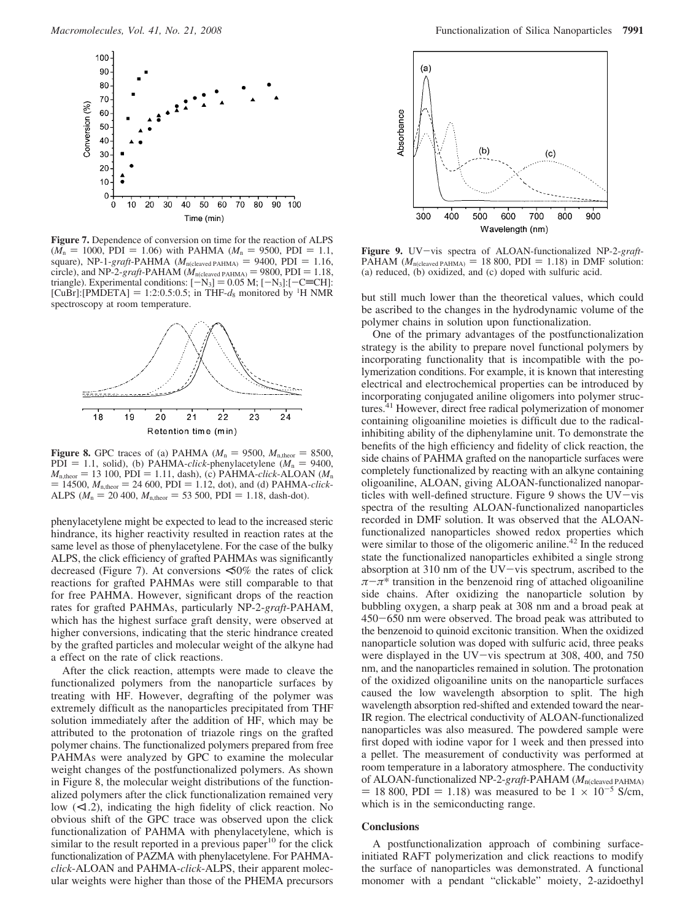**Figure 7.** Dependence of conversion on time for the reaction of ALPS ($M_n$ = 1000, PDI = 1.06) with PAHMA ($M_n$ = 9500, PDI = 1.1, square), NP-1-*graft*-PAHMA ($M_{n(\text{cleaved PAHMA})}$ = 9400, PDI = 1.16, circle), and NP-2-*graft*-PAHAM ($M_{n(\text{cleaved PAHMA})}$ = 9800, PDI = 1.18, triangle). Experimental conditions: $[-N_3]$ = 0.05 M; $[-N_3]$:[$-C{\equiv}CH$]:[CuBr]:[PMDETA] = 1:2:0.5:0.5; in THF-$d_8$ monitored by $^1$H NMR spectroscopy at room temperature.

**Figure 8.** GPC traces of (a) PAHMA ($M_n$ = 9500, $M_{n,\text{theor}}$ = 8500, PDI = 1.1, solid), (b) PAHMA-*click*-phenylacetylene ($M_n$ = 9400, $M_{n,\text{theor}}$ = 13 100, PDI = 1.11, dash), (c) PAHMA-*click*-ALOAN ($M_n$ = 14500, $M_{n,\text{theor}}$ = 24 600, PDI = 1.12, dot), and (d) PAHMA-*click*-ALPS ($M_n$ = 20 400, $M_{n,\text{theor}}$ = 53 500, PDI = 1.18, dash-dot).

phenylacetylene might be expected to lead to the increased steric hindrance, its higher reactivity resulted in reaction rates at the same level as those of phenylacetylene. For the case of the bulky ALPS, the click efficiency of grafted PAHMAs was significantly decreased (Figure 7). At conversions <50% the rates of click reactions for grafted PAHMAs were still comparable to that for free PAHMA. However, significant drops of the reaction rates for grafted PAHMAs, particularly NP-2-*graft*-PAHAM, which has the highest surface graft density, were observed at higher conversions, indicating that the steric hindrance created by the grafted particles and molecular weight of the alkyne had a effect on the rate of click reactions.

After the click reaction, attempts were made to cleave the functionalized polymers from the nanoparticle surfaces by treating with HF. However, degrafting of the polymer was extremely difficult as the nanoparticles precipitated from THF solution immediately after the addition of HF, which may be attributed to the protonation of triazole rings on the grafted polymer chains. The functionalized polymers prepared from free PAHMAs were analyzed by GPC to examine the molecular weight changes of the postfunctionalized polymers. As shown in Figure 8, the molecular weight distributions of the functionalized polymers after the click functionalization remained very low (<1.2), indicating the high fidelity of click reaction. No obvious shift of the GPC trace was observed upon the click functionalization of PAHMA with phenylacetylene, which is similar to the result reported in a previous paper[10] for the click functionalization of PAZMA with phenylacetylene. For PAHMA-*click*-ALOAN and PAHMA-*click*-ALPS, their apparent molecular weights were higher than those of the PHEMA precursors but still much lower than the theoretical values, which could be ascribed to the changes in the hydrodynamic volume of the polymer chains in solution upon functionalization.

**Figure 9.** UV–vis spectra of ALOAN-functionalized NP-2-*graft*-PAHAM ($M_{n(\text{cleaved PAHMA})}$ = 18 800, PDI = 1.18) in DMF solution: (a) reduced, (b) oxidized, and (c) doped with sulfuric acid.

One of the primary advantages of the postfunctionalization strategy is the ability to prepare novel functional polymers by incorporating functionality that is incompatible with the polymerization conditions. For example, it is known that interesting electrical and electrochemical properties can be introduced by incorporating conjugated aniline oligomers into polymer structures.[41] However, direct free radical polymerization of monomer containing oligoaniline moieties is difficult due to the radical-inhibiting ability of the diphenylamine unit. To demonstrate the benefits of the high efficiency and fidelity of click reaction, the side chains of PAHMA grafted on the nanoparticle surfaces were completely functionalized by reacting with an alkyne containing oligoaniline, ALOAN, giving ALOAN-functionalized nanoparticles with well-defined structure. Figure 9 shows the UV–vis spectra of the resulting ALOAN-functionalized nanoparticles recorded in DMF solution. It was observed that the ALOAN-functionalized nanoparticles showed redox properties which were similar to those of the oligomeric aniline.[42] In the reduced state the functionalized nanoparticles exhibited a single strong absorption at 310 nm of the UV–vis spectrum, ascribed to the $\pi-\pi^*$ transition in the benzenoid ring of attached oligoaniline side chains. After oxidizing the nanoparticle solution by bubbling oxygen, a sharp peak at 308 nm and a broad peak at 450–650 nm were observed. The broad peak was attributed to the benzenoid to quinoid excitonic transition. When the oxidized nanoparticle solution was doped with sulfuric acid, three peaks were displayed in the UV–vis spectrum at 308, 400, and 750 nm, and the nanoparticles remained in solution. The protonation of the oxidized oligoaniline units on the nanoparticle surfaces caused the low wavelength absorption to split. The high wavelength absorption red-shifted and extended toward the near-IR region. The electrical conductivity of ALOAN-functionalized nanoparticles was also measured. The powdered sample were first doped with iodine vapor for 1 week and then pressed into a pellet. The measurement of conductivity was performed at room temperature in a laboratory atmosphere. The conductivity of ALOAN-functionalized NP-2-*graft*-PAHAM ($M_{n(\text{cleaved PAHMA})}$ = 18 800, PDI = 1.18) was measured to be $1 \times 10^{-5}$ S/cm, which is in the semiconducting range.

## Conclusions

A postfunctionalization approach of combining surface-initiated RAFT polymerization and click reactions to modify the surface of nanoparticles was demonstrated. A functional monomer with a pendant "clickable" moiety, 2-azidoethyl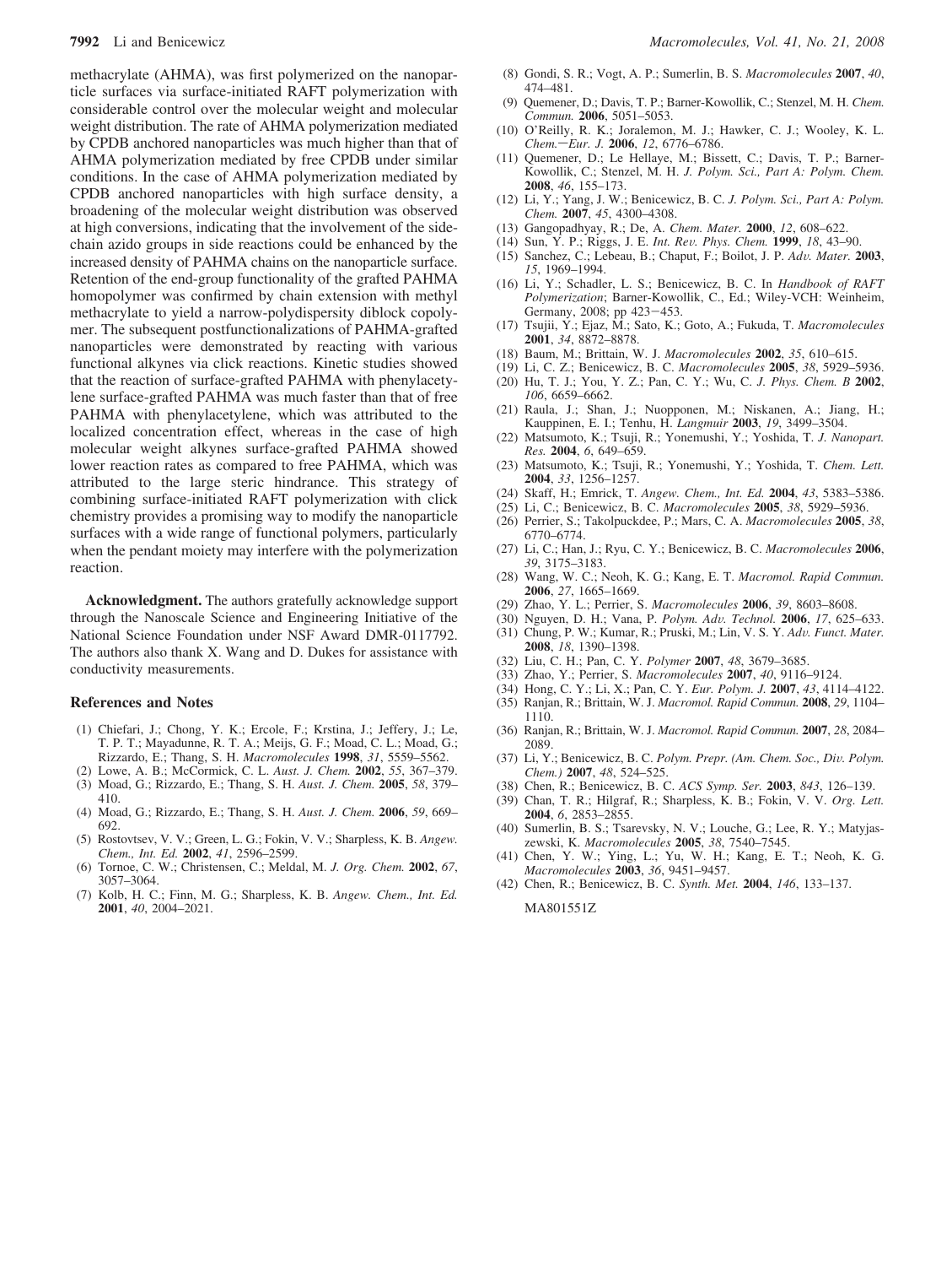methacrylate (AHMA), was first polymerized on the nanoparticle surfaces via surface-initiated RAFT polymerization with considerable control over the molecular weight and molecular weight distribution. The rate of AHMA polymerization mediated by CPDB anchored nanoparticles was much higher than that of AHMA polymerization mediated by free CPDB under similar conditions. In the case of AHMA polymerization mediated by CPDB anchored nanoparticles with high surface density, a broadening of the molecular weight distribution was observed at high conversions, indicating that the involvement of the side-chain azido groups in side reactions could be enhanced by the increased density of PAHMA chains on the nanoparticle surface. Retention of the end-group functionality of the grafted PAHMA homopolymer was confirmed by chain extension with methyl methacrylate to yield a narrow-polydispersity diblock copolymer. The subsequent postfunctionalizations of PAHMA-grafted nanoparticles were demonstrated by reacting with various functional alkynes via click reactions. Kinetic studies showed that the reaction of surface-grafted PAHMA with phenylacetylene surface-grafted PAHMA was much faster than that of free PAHMA with phenylacetylene, which was attributed to the localized concentration effect, whereas in the case of high molecular weight alkynes surface-grafted PAHMA showed lower reaction rates as compared to free PAHMA, which was attributed to the large steric hindrance. This strategy of combining surface-initiated RAFT polymerization with click chemistry provides a promising way to modify the nanoparticle surfaces with a wide range of functional polymers, particularly when the pendant moiety may interfere with the polymerization reaction.

**Acknowledgment.** The authors gratefully acknowledge support through the Nanoscale Science and Engineering Initiative of the National Science Foundation under NSF Award DMR-0117792. The authors also thank X. Wang and D. Dukes for assistance with conductivity measurements.

## References and Notes

(1) Chiefari, J.; Chong, Y. K.; Ercole, F.; Krstina, J.; Jeffery, J.; Le, T. P. T.; Mayadunne, R. T. A.; Meijs, G. F.; Moad, C. L.; Moad, G.; Rizzardo, E.; Thang, S. H. *Macromolecules* **1998**, *31*, 5559–5562.
(2) Lowe, A. B.; McCormick, C. L. *Aust. J. Chem.* **2002**, *55*, 367–379.
(3) Moad, G.; Rizzardo, E.; Thang, S. H. *Aust. J. Chem.* **2005**, *58*, 379–410.
(4) Moad, G.; Rizzardo, E.; Thang, S. H. *Aust. J. Chem.* **2006**, *59*, 669–692.
(5) Rostovtsev, V. V.; Green, L. G.; Fokin, V. V.; Sharpless, K. B. *Angew. Chem., Int. Ed.* **2002**, *41*, 2596–2599.
(6) Tornoe, C. W.; Christensen, C.; Meldal, M. *J. Org. Chem.* **2002**, *67*, 3057–3064.
(7) Kolb, H. C.; Finn, M. G.; Sharpless, K. B. *Angew. Chem., Int. Ed.* **2001**, *40*, 2004–2021.
(8) Gondi, S. R.; Vogt, A. P.; Sumerlin, B. S. *Macromolecules* **2007**, *40*, 474–481.
(9) Quemener, D.; Davis, T. P.; Barner-Kowollik, C.; Stenzel, M. H. *Chem. Commun.* **2006**, 5051–5053.
(10) O'Reilly, R. K.; Joralemon, M. J.; Hawker, C. J.; Wooley, K. L. *Chem.—Eur. J.* **2006**, *12*, 6776–6786.
(11) Quemener, D.; Le Hellaye, M.; Bissett, C.; Davis, T. P.; Barner-Kowollik, C.; Stenzel, M. H. *J. Polym. Sci., Part A: Polym. Chem.* **2008**, *46*, 155–173.
(12) Li, Y.; Yang, J. W.; Benicewicz, B. C. *J. Polym. Sci., Part A: Polym. Chem.* **2007**, *45*, 4300–4308.
(13) Gangopadhyay, R.; De, A. *Chem. Mater.* **2000**, *12*, 608–622.
(14) Sun, Y. P.; Riggs, J. E. *Int. Rev. Phys. Chem.* **1999**, *18*, 43–90.
(15) Sanchez, C.; Lebeau, B.; Chaput, F.; Boilot, J. P. *Adv. Mater.* **2003**, *15*, 1969–1994.
(16) Li, Y.; Schadler, L. S.; Benicewicz, B. C. In *Handbook of RAFT Polymerization*; Barner-Kowollik, C., Ed.; Wiley-VCH: Weinheim, Germany, 2008; pp 423−453.
(17) Tsujii, Y.; Ejaz, M.; Sato, K.; Goto, A.; Fukuda, T. *Macromolecules* **2001**, *34*, 8872–8878.
(18) Baum, M.; Brittain, W. J. *Macromolecules* **2002**, *35*, 610–615.
(19) Li, C. Z.; Benicewicz, B. C. *Macromolecules* **2005**, *38*, 5929–5936.
(20) Hu, T. J.; You, Y. Z.; Pan, C. Y.; Wu, C. *J. Phys. Chem. B* **2002**, *106*, 6659–6662.
(21) Raula, J.; Shan, J.; Nuopponen, M.; Niskanen, A.; Jiang, H.; Kauppinen, E. I.; Tenhu, H. *Langmuir* **2003**, *19*, 3499–3504.
(22) Matsumoto, K.; Tsuji, R.; Yonemushi, Y.; Yoshida, T. *J. Nanopart. Res.* **2004**, *6*, 649–659.
(23) Matsumoto, K.; Tsuji, R.; Yonemushi, Y.; Yoshida, T. *Chem. Lett.* **2004**, *33*, 1256–1257.
(24) Skaff, H.; Emrick, T. *Angew. Chem., Int. Ed.* **2004**, *43*, 5383–5386.
(25) Li, C.; Benicewicz, B. C. *Macromolecules* **2005**, *38*, 5929–5936.
(26) Perrier, S.; Takolpuckdee, P.; Mars, C. A. *Macromolecules* **2005**, *38*, 6770–6774.
(27) Li, C.; Han, J.; Ryu, C. Y.; Benicewicz, B. C. *Macromolecules* **2006**, *39*, 3175–3183.
(28) Wang, W. C.; Neoh, K. G.; Kang, E. T. *Macromol. Rapid Commun.* **2006**, *27*, 1665–1669.
(29) Zhao, Y. L.; Perrier, S. *Macromolecules* **2006**, *39*, 8603–8608.
(30) Nguyen, D. H.; Vana, P. *Polym. Adv. Technol.* **2006**, *17*, 625–633.
(31) Chung, P. W.; Kumar, R.; Pruski, M.; Lin, V. S. Y. *Adv. Funct. Mater.* **2008**, *18*, 1390–1398.
(32) Liu, C. H.; Pan, C. Y. *Polymer* **2007**, *48*, 3679–3685.
(33) Zhao, Y.; Perrier, S. *Macromolecules* **2007**, *40*, 9116–9124.
(34) Hong, C. Y.; Li, X.; Pan, C. Y. *Eur. Polym. J.* **2007**, *43*, 4114–4122.
(35) Ranjan, R.; Brittain, W. J. *Macromol. Rapid Commun.* **2008**, *29*, 1104–1110.
(36) Ranjan, R.; Brittain, W. J. *Macromol. Rapid Commun.* **2007**, *28*, 2084–2089.
(37) Li, Y.; Benicewicz, B. C. *Polym. Prepr. (Am. Chem. Soc., Div. Polym. Chem.)* **2007**, *48*, 524–525.
(38) Chen, R.; Benicewicz, B. C. *ACS Symp. Ser.* **2003**, *843*, 126–139.
(39) Chan, T. R.; Hilgraf, R.; Sharpless, K. B.; Fokin, V. V. *Org. Lett.* **2004**, *6*, 2853–2855.
(40) Sumerlin, B. S.; Tsarevsky, N. V.; Louche, G.; Lee, R. Y.; Matyjaszewski, K. *Macromolecules* **2005**, *38*, 7540–7545.
(41) Chen, Y. W.; Ying, L.; Yu, W. H.; Kang, E. T.; Neoh, K. G. *Macromolecules* **2003**, *36*, 9451–9457.
(42) Chen, R.; Benicewicz, B. C. *Synth. Met.* **2004**, *146*, 133–137.

MA801551Z